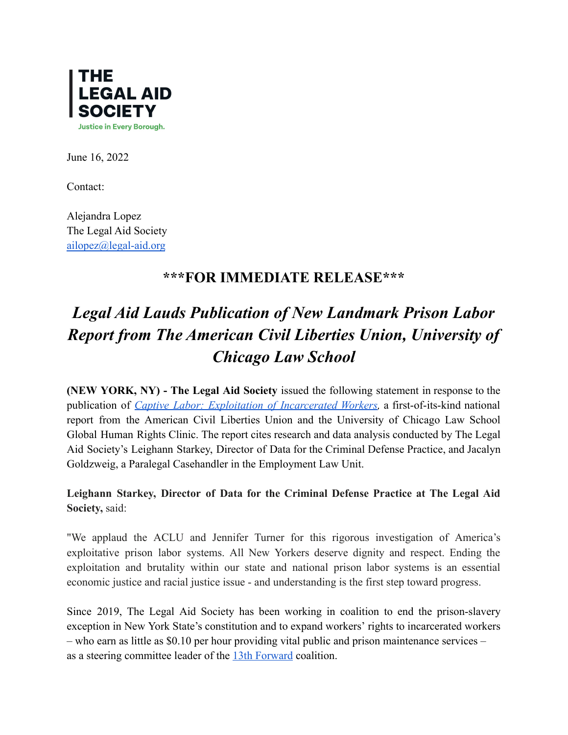THE LEGAL AID SOCIETY

Justice in Every Borough.

June 16, 2022

Contact:

Alejandra Lopez
The Legal Aid Society
ailopez@legal-aid.org

## ***FOR IMMEDIATE RELEASE***

# *Legal Aid Lauds Publication of New Landmark Prison Labor Report from The American Civil Liberties Union, University of Chicago Law School*

**(NEW YORK, NY) - The Legal Aid Society** issued the following statement in response to the publication of *Captive Labor: Exploitation of Incarcerated Workers*, a first-of-its-kind national report from the American Civil Liberties Union and the University of Chicago Law School Global Human Rights Clinic. The report cites research and data analysis conducted by The Legal Aid Society's Leighann Starkey, Director of Data for the Criminal Defense Practice, and Jacalyn Goldzweig, a Paralegal Casehandler in the Employment Law Unit.

**Leighann Starkey, Director of Data for the Criminal Defense Practice at The Legal Aid Society,** said:

"We applaud the ACLU and Jennifer Turner for this rigorous investigation of America's exploitative prison labor systems. All New Yorkers deserve dignity and respect. Ending the exploitation and brutality within our state and national prison labor systems is an essential economic justice and racial justice issue - and understanding is the first step toward progress.

Since 2019, The Legal Aid Society has been working in coalition to end the prison-slavery exception in New York State's constitution and to expand workers' rights to incarcerated workers – who earn as little as $0.10 per hour providing vital public and prison maintenance services – as a steering committee leader of the 13th Forward coalition.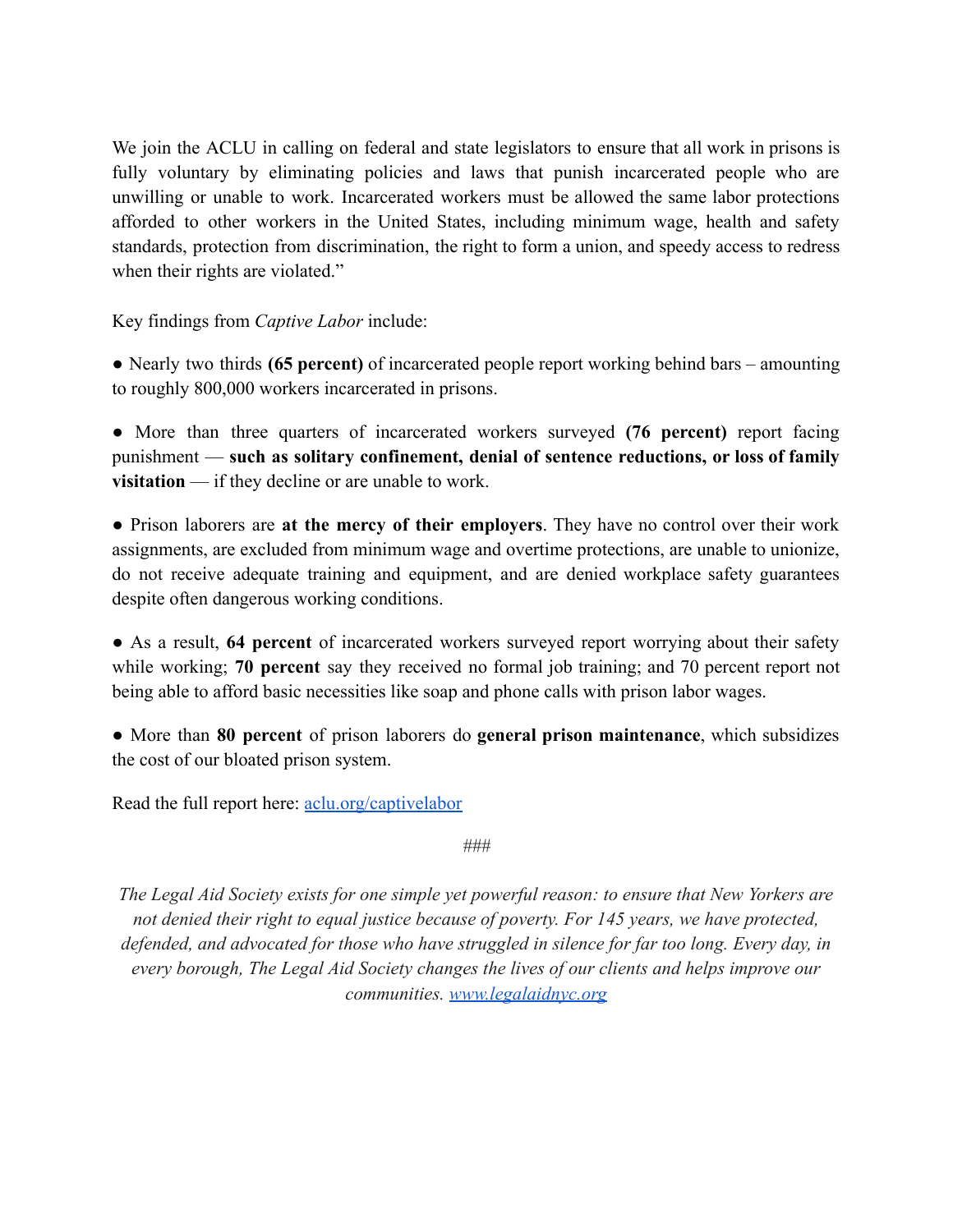We join the ACLU in calling on federal and state legislators to ensure that all work in prisons is fully voluntary by eliminating policies and laws that punish incarcerated people who are unwilling or unable to work. Incarcerated workers must be allowed the same labor protections afforded to other workers in the United States, including minimum wage, health and safety standards, protection from discrimination, the right to form a union, and speedy access to redress when their rights are violated."

Key findings from *Captive Labor* include:

● Nearly two thirds **(65 percent)** of incarcerated people report working behind bars – amounting to roughly 800,000 workers incarcerated in prisons.

● More than three quarters of incarcerated workers surveyed **(76 percent)** report facing punishment — **such as solitary confinement, denial of sentence reductions, or loss of family visitation** — if they decline or are unable to work.

● Prison laborers are **at the mercy of their employers**. They have no control over their work assignments, are excluded from minimum wage and overtime protections, are unable to unionize, do not receive adequate training and equipment, and are denied workplace safety guarantees despite often dangerous working conditions.

● As a result, **64 percent** of incarcerated workers surveyed report worrying about their safety while working; **70 percent** say they received no formal job training; and 70 percent report not being able to afford basic necessities like soap and phone calls with prison labor wages.

● More than **80 percent** of prison laborers do **general prison maintenance**, which subsidizes the cost of our bloated prison system.

Read the full report here: [aclu.org/captivelabor](https://aclu.org/captivelabor)

###

*The Legal Aid Society exists for one simple yet powerful reason: to ensure that New Yorkers are not denied their right to equal justice because of poverty. For 145 years, we have protected, defended, and advocated for those who have struggled in silence for far too long. Every day, in every borough, The Legal Aid Society changes the lives of our clients and helps improve our communities. [www.legalaidnyc.org](http://www.legalaidnyc.org)*